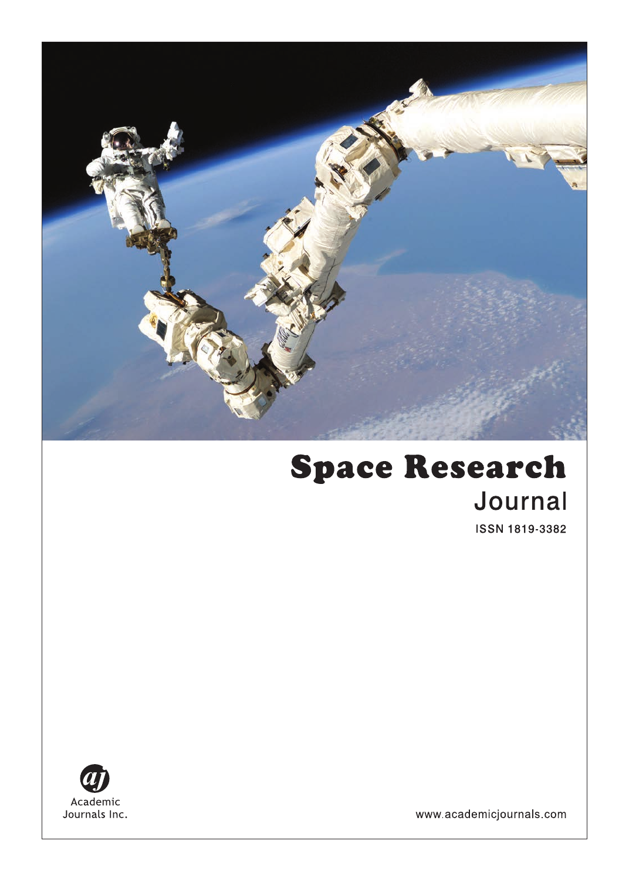# Space Research Journal

ISSN 1819-3382

Academic Journals Inc.

www.academicjournals.com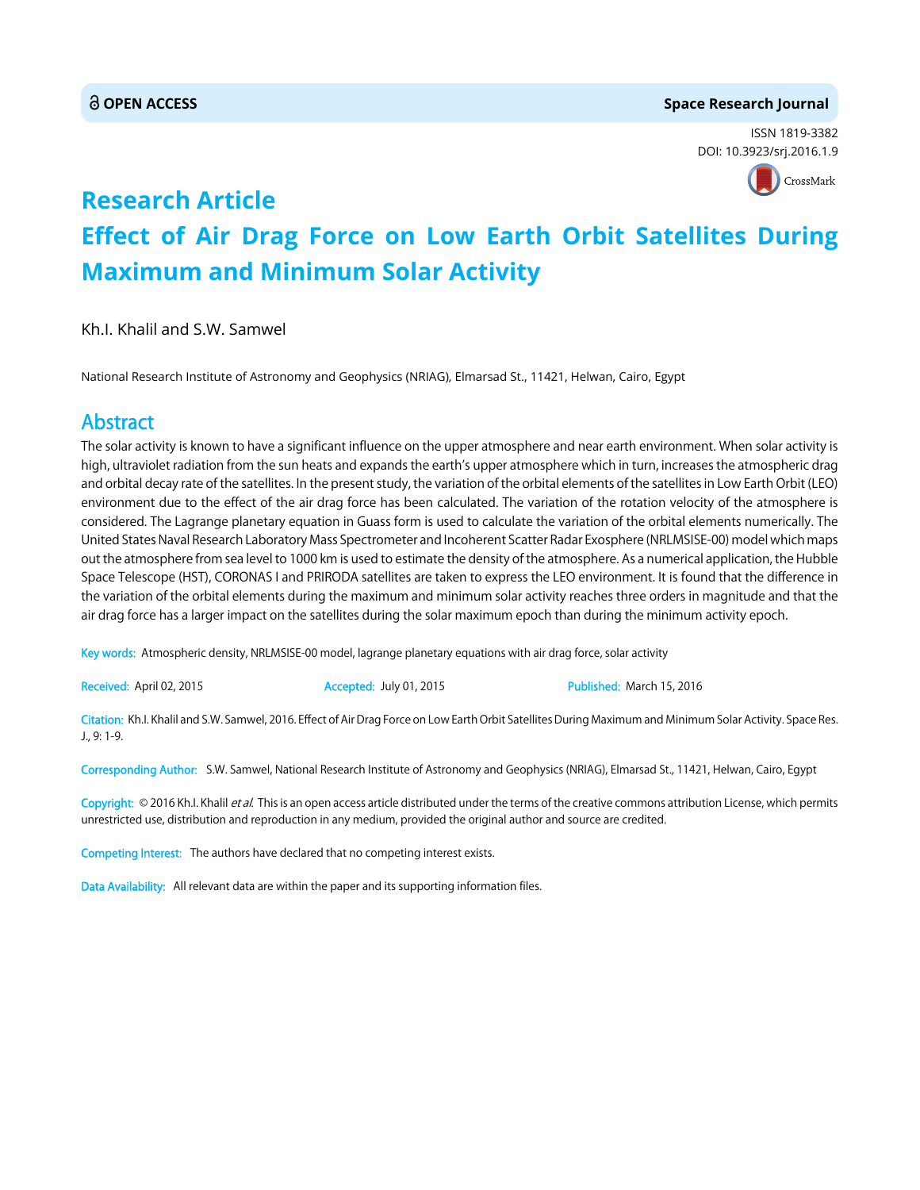# Research Article

# Effect of Air Drag Force on Low Earth Orbit Satellites During Maximum and Minimum Solar Activity

Kh.I. Khalil and S.W. Samwel

National Research Institute of Astronomy and Geophysics (NRIAG), Elmarsad St., 11421, Helwan, Cairo, Egypt

## Abstract

The solar activity is known to have a significant influence on the upper atmosphere and near earth environment. When solar activity is high, ultraviolet radiation from the sun heats and expands the earth's upper atmosphere which in turn, increases the atmospheric drag and orbital decay rate of the satellites. In the present study, the variation of the orbital elements of the satellites in Low Earth Orbit (LEO) environment due to the effect of the air drag force has been calculated. The variation of the rotation velocity of the atmosphere is considered. The Lagrange planetary equation in Guass form is used to calculate the variation of the orbital elements numerically. The United States Naval Research Laboratory Mass Spectrometer and Incoherent Scatter Radar Exosphere (NRLMSISE-00) model which maps out the atmosphere from sea level to 1000 km is used to estimate the density of the atmosphere. As a numerical application, the Hubble Space Telescope (HST), CORONAS I and PRIRODA satellites are taken to express the LEO environment. It is found that the difference in the variation of the orbital elements during the maximum and minimum solar activity reaches three orders in magnitude and that the air drag force has a larger impact on the satellites during the solar maximum epoch than during the minimum activity epoch.

**Key words:** Atmospheric density, NRLMSISE-00 model, lagrange planetary equations with air drag force, solar activity

**Received:** April 02, 2015 **Accepted:** July 01, 2015 **Published:** March 15, 2016

**Citation:** Kh.I. Khalil and S.W. Samwel, 2016. Effect of Air Drag Force on Low Earth Orbit Satellites During Maximum and Minimum Solar Activity. Space Res. J., 9: 1-9.

**Corresponding Author:** S.W. Samwel, National Research Institute of Astronomy and Geophysics (NRIAG), Elmarsad St., 11421, Helwan, Cairo, Egypt

**Copyright:** © 2016 Kh.I. Khalil *et al.* This is an open access article distributed under the terms of the creative commons attribution License, which permits unrestricted use, distribution and reproduction in any medium, provided the original author and source are credited.

**Competing Interest:** The authors have declared that no competing interest exists.

**Data Availability:** All relevant data are within the paper and its supporting information files.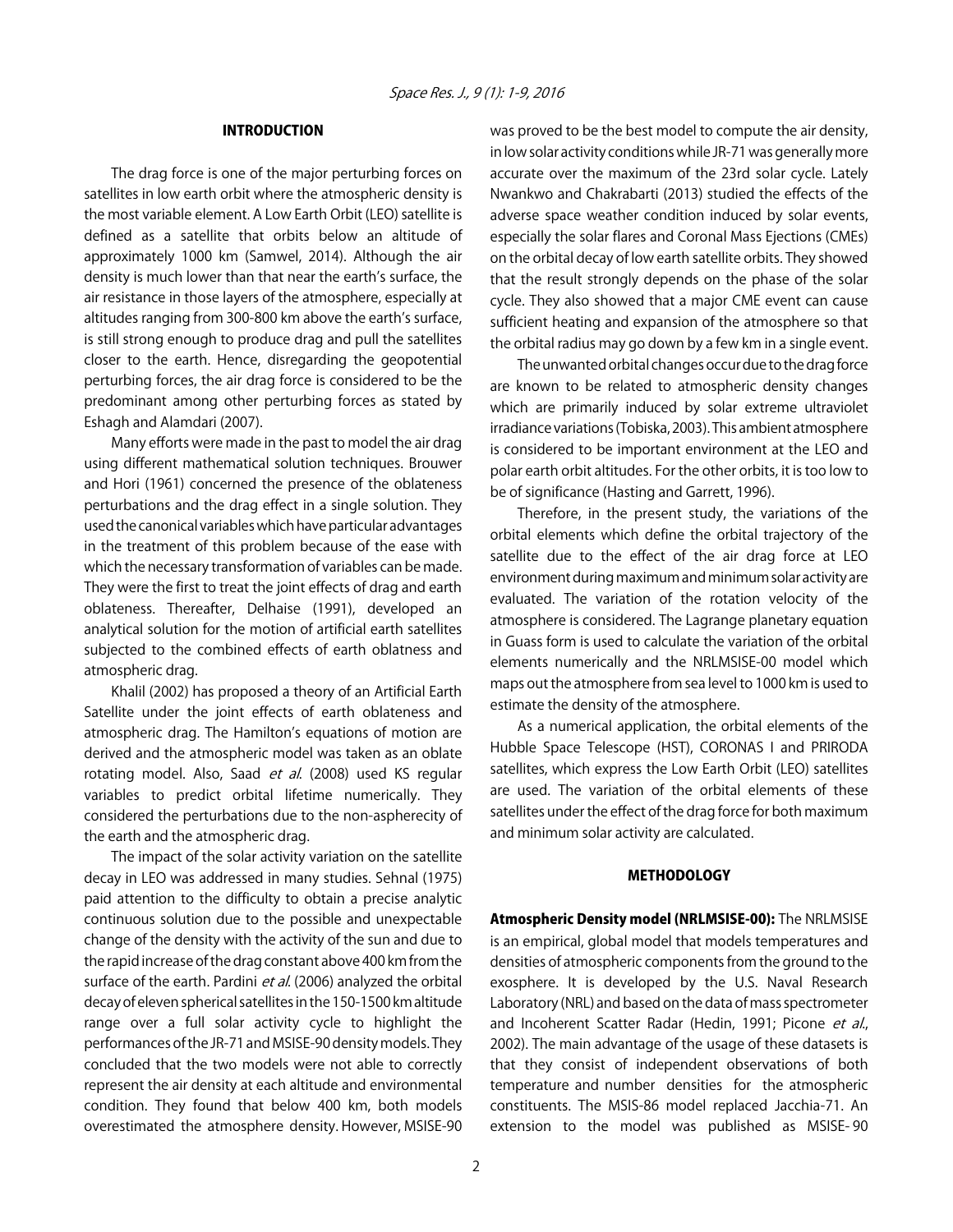## INTRODUCTION

The drag force is one of the major perturbing forces on satellites in low earth orbit where the atmospheric density is the most variable element. A Low Earth Orbit (LEO) satellite is defined as a satellite that orbits below an altitude of approximately 1000 km (Samwel, 2014). Although the air density is much lower than that near the earth's surface, the air resistance in those layers of the atmosphere, especially at altitudes ranging from 300-800 km above the earth's surface, is still strong enough to produce drag and pull the satellites closer to the earth. Hence, disregarding the geopotential perturbing forces, the air drag force is considered to be the predominant among other perturbing forces as stated by Eshagh and Alamdari (2007).

Many efforts were made in the past to model the air drag using different mathematical solution techniques. Brouwer and Hori (1961) concerned the presence of the oblateness perturbations and the drag effect in a single solution. They used the canonical variables which have particular advantages in the treatment of this problem because of the ease with which the necessary transformation of variables can be made. They were the first to treat the joint effects of drag and earth oblateness. Thereafter, Delhaise (1991), developed an analytical solution for the motion of artificial earth satellites subjected to the combined effects of earth oblatness and atmospheric drag.

Khalil (2002) has proposed a theory of an Artificial Earth Satellite under the joint effects of earth oblateness and atmospheric drag. The Hamilton's equations of motion are derived and the atmospheric model was taken as an oblate rotating model. Also, Saad *et al*. (2008) used KS regular variables to predict orbital lifetime numerically. They considered the perturbations due to the non-aspherecity of the earth and the atmospheric drag.

The impact of the solar activity variation on the satellite decay in LEO was addressed in many studies. Sehnal (1975) paid attention to the difficulty to obtain a precise analytic continuous solution due to the possible and unexpectable change of the density with the activity of the sun and due to the rapid increase of the drag constant above 400 km from the surface of the earth. Pardini *et al*. (2006) analyzed the orbital decay of eleven spherical satellites in the 150-1500 km altitude range over a full solar activity cycle to highlight the performances of the JR-71 and MSISE-90 density models. They concluded that the two models were not able to correctly represent the air density at each altitude and environmental condition. They found that below 400 km, both models overestimated the atmosphere density. However, MSISE-90 was proved to be the best model to compute the air density, in low solar activity conditions while JR-71 was generally more accurate over the maximum of the 23rd solar cycle. Lately Nwankwo and Chakrabarti (2013) studied the effects of the adverse space weather condition induced by solar events, especially the solar flares and Coronal Mass Ejections (CMEs) on the orbital decay of low earth satellite orbits. They showed that the result strongly depends on the phase of the solar cycle. They also showed that a major CME event can cause sufficient heating and expansion of the atmosphere so that the orbital radius may go down by a few km in a single event.

The unwanted orbital changes occur due to the drag force are known to be related to atmospheric density changes which are primarily induced by solar extreme ultraviolet irradiance variations (Tobiska, 2003). This ambient atmosphere is considered to be important environment at the LEO and polar earth orbit altitudes. For the other orbits, it is too low to be of significance (Hasting and Garrett, 1996).

Therefore, in the present study, the variations of the orbital elements which define the orbital trajectory of the satellite due to the effect of the air drag force at LEO environment during maximum and minimum solar activity are evaluated. The variation of the rotation velocity of the atmosphere is considered. The Lagrange planetary equation in Guass form is used to calculate the variation of the orbital elements numerically and the NRLMSISE-00 model which maps out the atmosphere from sea level to 1000 km is used to estimate the density of the atmosphere.

As a numerical application, the orbital elements of the Hubble Space Telescope (HST), CORONAS I and PRIRODA satellites, which express the Low Earth Orbit (LEO) satellites are used. The variation of the orbital elements of these satellites under the effect of the drag force for both maximum and minimum solar activity are calculated.

## METHODOLOGY

**Atmospheric Density model (NRLMSISE-00):** The NRLMSISE is an empirical, global model that models temperatures and densities of atmospheric components from the ground to the exosphere. It is developed by the U.S. Naval Research Laboratory (NRL) and based on the data of mass spectrometer and Incoherent Scatter Radar (Hedin, 1991; Picone *et al*., 2002). The main advantage of the usage of these datasets is that they consist of independent observations of both temperature and number densities for the atmospheric constituents. The MSIS-86 model replaced Jacchia-71. An extension to the model was published as MSISE-90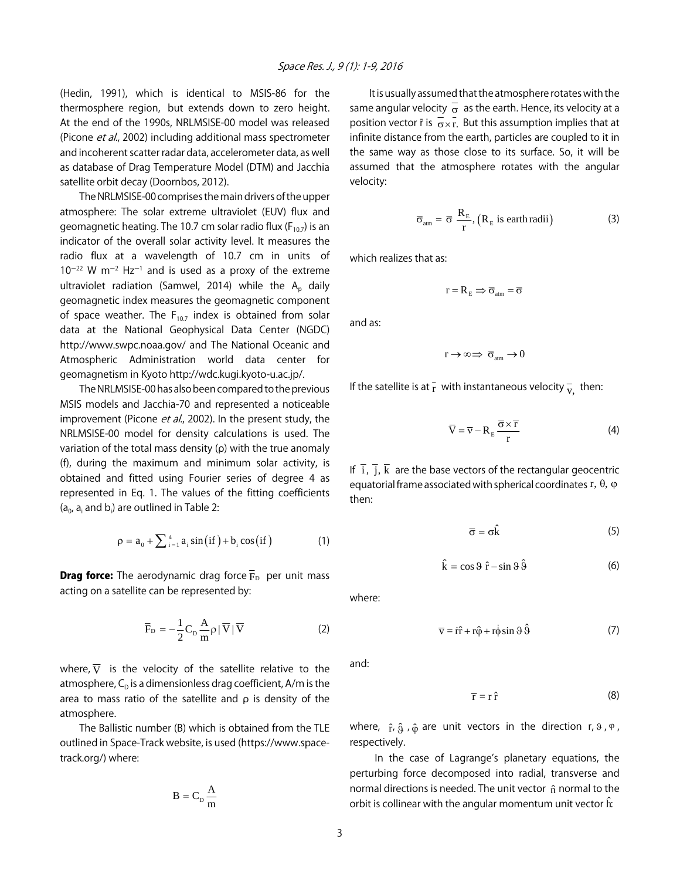(Hedin, 1991), which is identical to MSIS-86 for the thermosphere region, but extends down to zero height. At the end of the 1990s, NRLMSISE-00 model was released (Picone *et al*., 2002) including additional mass spectrometer and incoherent scatter radar data, accelerometer data, as well as database of Drag Temperature Model (DTM) and Jacchia satellite orbit decay (Doornbos, 2012).

The NRLMSISE-00 comprises the main drivers of the upper atmosphere: The solar extreme ultraviolet (EUV) flux and geomagnetic heating. The 10.7 cm solar radio flux ($F_{10.7}$) is an indicator of the overall solar activity level. It measures the radio flux at a wavelength of 10.7 cm in units of $10^{-22}$ W $m^{-2}$ $Hz^{-1}$ and is used as a proxy of the extreme ultraviolet radiation (Samwel, 2014) while the $A_p$ daily geomagnetic index measures the geomagnetic component of space weather. The $F_{10.7}$ index is obtained from solar data at the National Geophysical Data Center (NGDC) http://www.swpc.noaa.gov/ and The National Oceanic and Atmospheric Administration world data center for geomagnetism in Kyoto http://wdc.kugi.kyoto-u.ac.jp/.

The NRLMSISE-00 has also been compared to the previous MSIS models and Jacchia-70 and represented a noticeable improvement (Picone *et al*., 2002). In the present study, the NRLMSISE-00 model for density calculations is used. The variation of the total mass density (ρ) with the true anomaly (f), during the maximum and minimum solar activity, is obtained and fitted using Fourier series of degree 4 as represented in Eq. 1. The values of the fitting coefficients ($a_0$, $a_i$ and $b_i$) are outlined in Table 2:

$$\rho = a_0 + \sum_{i=1}^{4} a_i \sin(if) + b_i \cos(if) \tag{1}$$

**Drag force:** The aerodynamic drag force $\overline{F}_D$ per unit mass acting on a satellite can be represented by:

$$\overline{F}_D = -\frac{1}{2} C_D \frac{A}{m} \rho |\overline{V}| \overline{V} \tag{2}$$

where, $\overline{V}$ is the velocity of the satellite relative to the atmosphere, $C_D$ is a dimensionless drag coefficient, A/m is the area to mass ratio of the satellite and ρ is density of the atmosphere.

The Ballistic number (B) which is obtained from the TLE outlined in Space-Track website, is used (https://www.space-track.org/) where:

$$B = C_D \frac{A}{m}$$

It is usually assumed that the atmosphere rotates with the same angular velocity $\overline{\sigma}$ as the earth. Hence, its velocity at a position vector $\bar{r}$ is $\overline{\sigma} \times \overline{r}$. But this assumption implies that at infinite distance from the earth, particles are coupled to it in the same way as those close to its surface. So, it will be assumed that the atmosphere rotates with the angular velocity:

$$\overline{\sigma}_{atm} = \overline{\sigma} \frac{R_E}{r}, \left(R_E \text{ is earth radii}\right) \tag{3}$$

which realizes that as:

$$r = R_E \Rightarrow \overline{\sigma}_{atm} = \overline{\sigma}$$

and as:

$$r \to \infty \Rightarrow \overline{\sigma}_{atm} \to 0$$

If the satellite is at $\overline{r}$ with instantaneous velocity $\overline{v}$, then:

$$\overline{V} = \overline{v} - R_E \frac{\overline{\sigma} \times \overline{r}}{r} \tag{4}$$

If $\overline{i}$, $\overline{j}$, $\overline{k}$ are the base vectors of the rectangular geocentric equatorial frame associated with spherical coordinates $r, \theta, \varphi$ then:

$$\overline{\sigma} = \sigma \hat{k} \tag{5}$$

$$\hat{k} = \cos \vartheta \, \hat{r} - \sin \vartheta \, \hat{\vartheta} \tag{6}$$

where:

$$\overline{v} = \dot{r}\hat{r} + r\hat{\varphi} + r\dot{\phi} \sin \vartheta \, \hat{\vartheta} \tag{7}$$

and:

$$\overline{r} = r\,\hat{r} \tag{8}$$

where, $\hat{r}$, $\hat{\vartheta}$, $\hat{\varphi}$ are unit vectors in the direction $r, \vartheta, \varphi$, respectively.

In the case of Lagrange's planetary equations, the perturbing force decomposed into radial, transverse and normal directions is needed. The unit vector $\hat{n}$ normal to the orbit is collinear with the angular momentum unit vector $\hat{h}$: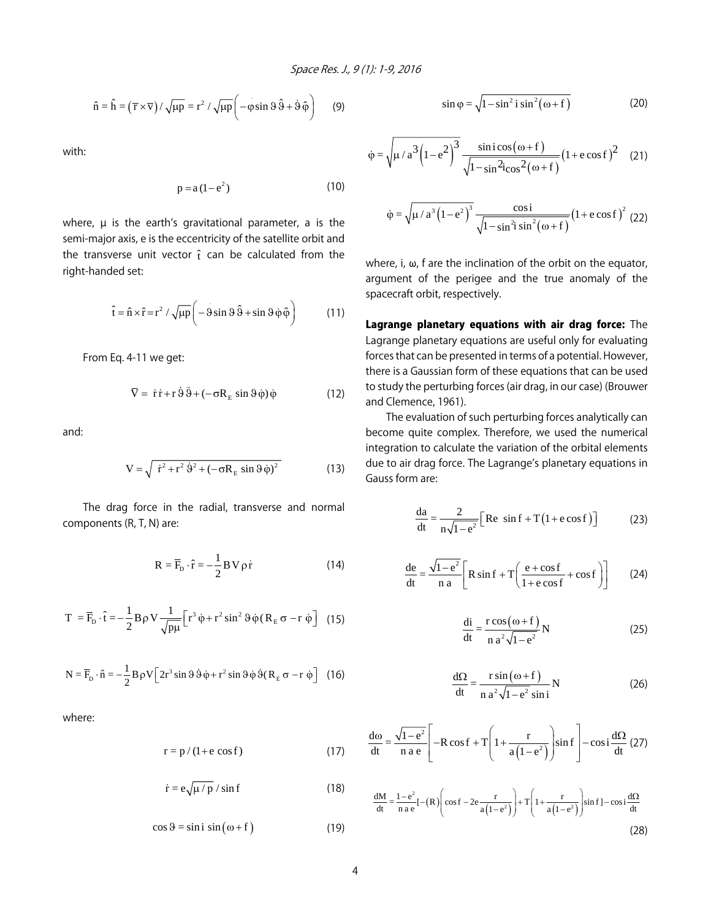$$\hat{n} = \hat{h} = (\overline{r} \times \overline{v}) / \sqrt{\mu p} = r^2 / \sqrt{\mu p}\left(-\dot{\varphi} \sin \vartheta \,\hat{\vartheta} + \dot{\vartheta}\,\hat{\varphi}\right) \quad (9)$$

with:

$$p = a(1 - e^2) \quad (10)$$

where, μ is the earth's gravitational parameter, a is the semi-major axis, e is the eccentricity of the satellite orbit and the transverse unit vector $\hat{t}$ can be calculated from the right-handed set:

$$\hat{t} = \hat{n} \times \hat{r} = r^2 / \sqrt{\mu p}\left(-\dot{\vartheta} \sin \vartheta \,\hat{\vartheta} + \sin \vartheta \,\dot{\varphi}\,\hat{\varphi}\right) \quad (11)$$

From Eq. 4-11 we get:

$$\overline{V} = \dot{r}\,\dot{r} + r\,\dot{\vartheta}\,\overline{\vartheta} + (-\sigma R_E \sin \vartheta \,\dot{\varphi})\,\dot{\varphi} \quad (12)$$

and:

$$V = \sqrt{\dot{r}^2 + r^2\,\dot{\vartheta}^2 + (-\sigma R_E \sin \vartheta \,\dot{\varphi})^2} \quad (13)$$

The drag force in the radial, transverse and normal components (R, T, N) are:

$$R = \overline{F}_D \cdot \hat{r} = -\frac{1}{2} B V \rho \dot{r} \quad (14)$$

$$T = \overline{F}_D \cdot \hat{t} = -\frac{1}{2} B \rho V \frac{1}{\sqrt{p\mu}}\left[r^3 \dot{\varphi} + r^2 \sin^2 \vartheta \,\dot{\varphi}(R_E \sigma - r\,\dot{\varphi}\right] \quad (15)$$

$$N = \overline{F}_D \cdot \hat{n} = -\frac{1}{2} B \rho V\left[2r^3 \sin \vartheta \,\dot{\vartheta}\,\dot{\varphi} + r^2 \sin \vartheta \,\dot{\varphi}\,\dot{\vartheta}(R_E \sigma - r\,\dot{\varphi}\right] \quad (16)$$

where:

$$r = p / (1 + e \cos f) \quad (17)$$

$$\dot{r} = e\sqrt{\mu / p} / \sin f \quad (18)$$

$$\cos \vartheta = \sin i \,\sin(\omega + f) \quad (19)$$

$$\sin \varphi = \sqrt{1 - \sin^2 i \,\sin^2(\omega + f)} \quad (20)$$

$$\dot{\varphi} = \sqrt{\mu / a^3\left(1 - e^2\right)^3}\,\frac{\sin i \cos(\omega + f)}{\sqrt{1 - \sin^2 i \cos^2(\omega + f)}}\left(1 + e \cos f\right)^2 \quad (21)$$

$$\dot{\varphi} = \sqrt{\mu / a^3\left(1 - e^2\right)^3}\,\frac{\cos i}{\sqrt{1 - \sin^2 i \,\sin^2(\omega + f)}}\left(1 + e \cos f\right)^2 \quad (22)$$

where, i, ω, f are the inclination of the orbit on the equator, argument of the perigee and the true anomaly of the spacecraft orbit, respectively.

**Lagrange planetary equations with air drag force:** The Lagrange planetary equations are useful only for evaluating forces that can be presented in terms of a potential. However, there is a Gaussian form of these equations that can be used to study the perturbing forces (air drag, in our case) (Brouwer and Clemence, 1961).

The evaluation of such perturbing forces analytically can become quite complex. Therefore, we used the numerical integration to calculate the variation of the orbital elements due to air drag force. The Lagrange's planetary equations in Gauss form are:

$$\frac{da}{dt} = \frac{2}{n\sqrt{1 - e^2}}\left[\text{Re} \;\sin f + T\left(1 + e \cos f\right)\right] \quad (23)$$

$$\frac{de}{dt} = \frac{\sqrt{1 - e^2}}{n\,a}\left[R \sin f + T\left(\frac{e + \cos f}{1 + e \cos f} + \cos f\right)\right] \quad (24)$$

$$\frac{di}{dt} = \frac{r \cos(\omega + f)}{n\,a^2\sqrt{1 - e^2}} N \quad (25)$$

$$\frac{d\Omega}{dt} = \frac{r \sin(\omega + f)}{n\,a^2\sqrt{1 - e^2}\,\sin i} N \quad (26)$$

$$\frac{d\omega}{dt} = \frac{\sqrt{1 - e^2}}{n\,a\,e}\left[-R \cos f + T\left(1 + \frac{r}{a\left(1 - e^2\right)}\right)\sin f\right] - \cos i \frac{d\Omega}{dt} \quad (27)$$

$$\frac{dM}{dt} = \frac{1 - e^2}{n\,a\,e}\left[-(R)\left(\cos f - 2e\frac{r}{a\left(1 - e^2\right)}\right) + T\left(1 + \frac{r}{a\left(1 - e^2\right)}\right)\sin f\right] - \cos i \frac{d\Omega}{dt} \quad (28)$$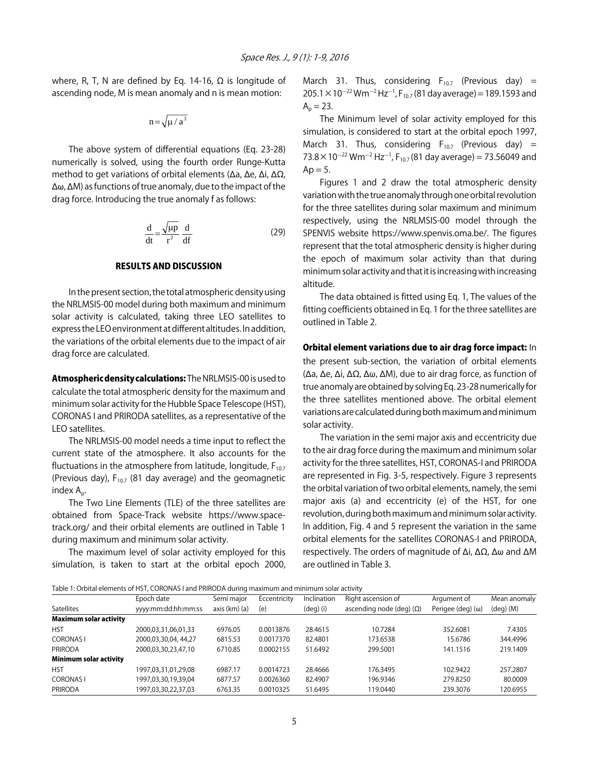where, R, T, N are defined by Eq. 14-16, Ω is longitude of ascending node, M is mean anomaly and n is mean motion:

$$n = \sqrt{\mu / a^3}$$

The above system of differential equations (Eq. 23-28) numerically is solved, using the fourth order Runge-Kutta method to get variations of orbital elements (Δa, Δe, Δi, ΔΩ, Δω, ΔM) as functions of true anomaly, due to the impact of the drag force. Introducing the true anomaly f as follows:

$$\frac{d}{dt} = \frac{\sqrt{\mu p}}{r^2}\frac{d}{df} \tag{29}$$

## RESULTS AND DISCUSSION

In the present section, the total atmospheric density using the NRLMSIS-00 model during both maximum and minimum solar activity is calculated, taking three LEO satellites to express the LEO environment at different altitudes. In addition, the variations of the orbital elements due to the impact of air drag force are calculated.

**Atmospheric density calculations:** The NRLMSIS-00 is used to calculate the total atmospheric density for the maximum and minimum solar activity for the Hubble Space Telescope (HST), CORONAS I and PRIRODA satellites, as a representative of the LEO satellites.

The NRLMSIS-00 model needs a time input to reflect the current state of the atmosphere. It also accounts for the fluctuations in the atmosphere from latitude, longitude, $F_{10.7}$ (Previous day), $F_{10.7}$ (81 day average) and the geomagnetic index $A_p$.

The Two Line Elements (TLE) of the three satellites are obtained from Space-Track website https://www.space-track.org/ and their orbital elements are outlined in Table 1 during maximum and minimum solar activity.

The maximum level of solar activity employed for this simulation, is taken to start at the orbital epoch 2000, March 31. Thus, considering $F_{10.7}$ (Previous day) = $205.1\times10^{-22}$ $Wm^{-2}$ $Hz^{-1}$, $F_{10.7}$ (81 day average) = 189.1593 and $A_p = 23$.

The Minimum level of solar activity employed for this simulation, is considered to start at the orbital epoch 1997, March 31. Thus, considering $F_{10.7}$ (Previous day) = $73.8\times10^{-22}$ $Wm^{-2}$ $Hz^{-1}$, $F_{10.7}$ (81 day average) = 73.56049 and $Ap = 5$.

Figures 1 and 2 draw the total atmospheric density variation with the true anomaly through one orbital revolution for the three satellites during solar maximum and minimum respectively, using the NRLMSIS-00 model through the SPENVIS website https://www.spenvis.oma.be/. The figures represent that the total atmospheric density is higher during the epoch of maximum solar activity than that during minimum solar activity and that it is increasing with increasing altitude.

The data obtained is fitted using Eq. 1, The values of the fitting coefficients obtained in Eq. 1 for the three satellites are outlined in Table 2.

**Orbital element variations due to air drag force impact:** In the present sub-section, the variation of orbital elements (Δa, Δe, Δi, ΔΩ, Δω, ΔM), due to air drag force, as function of true anomaly are obtained by solving Eq. 23-28 numerically for the three satellites mentioned above. The orbital element variations are calculated during both maximum and minimum solar activity.

The variation in the semi major axis and eccentricity due to the air drag force during the maximum and minimum solar activity for the three satellites, HST, CORONAS-I and PRIRODA are represented in Fig. 3-5, respectively. Figure 3 represents the orbital variation of two orbital elements, namely, the semi major axis (a) and eccentricity (e) of the HST, for one revolution, during both maximum and minimum solar activity. In addition, Fig. 4 and 5 represent the variation in the same orbital elements for the satellites CORONAS-I and PRIRODA, respectively. The orders of magnitude of Δi, ΔΩ, Δω and ΔM are outlined in Table 3.

Table 1: Orbital elements of HST, CORONAS I and PRIRODA during maximum and minimum solar activity

| Satellites | Epoch date yyyy:mm:dd:hh:mm:ss | Semi major axis (km) (a) | Eccentricity (e) | Inclination (deg) (i) | Right ascension of ascending node (deg) (Ω) | Argument of Perigee (deg) (ω) | Mean anomaly (deg) (M) |
|---|---|---|---|---|---|---|---|
| **Maximum solar activity** | | | | | | | |
| HST | 2000,03,31,06,01,33 | 6976.05 | 0.0013876 | 28.4615 | 10.7284 | 352.6081 | 7.4305 |
| CORONAS I | 2000,03,30,04, 44,27 | 6815.53 | 0.0017370 | 82.4801 | 173.6538 | 15.6786 | 344.4996 |
| PRIRODA | 2000,03,30,23,47,10 | 6710.85 | 0.0002155 | 51.6492 | 299.5001 | 141.1516 | 219.1409 |
| **Minimum solar activity** | | | | | | | |
| HST | 1997,03,31,01,29,08 | 6987.17 | 0.0014723 | 28.4666 | 176.3495 | 102.9422 | 257.2807 |
| CORONAS I | 1997,03,30,19,39,04 | 6877.57 | 0.0026360 | 82.4907 | 196.9346 | 279.8250 | 80.0009 |
| PRIRODA | 1997,03,30,22,37,03 | 6763.35 | 0.0010325 | 51.6495 | 119.0440 | 239.3076 | 120.6955 |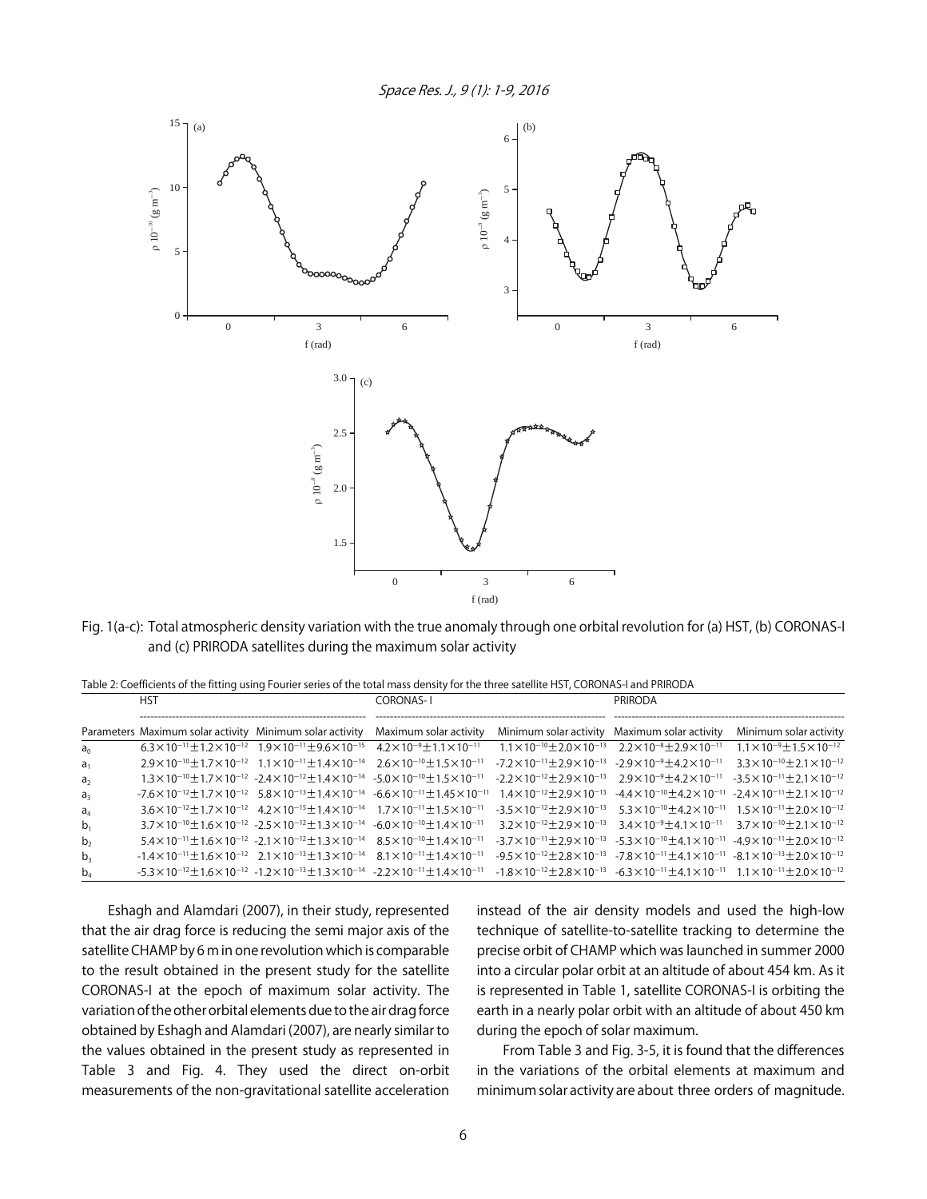Fig. 1(a-c): Total atmospheric density variation with the true anomaly through one orbital revolution for (a) HST, (b) CORONAS-I and (c) PRIRODA satellites during the maximum solar activity

Table 2: Coefficients of the fitting using Fourier series of the total mass density for the three satellite HST, CORONAS-I and PRIRODA

| | HST | | CORONAS- I | | PRIRODA | |
|---|---|---|---|---|---|---|
| Parameters | Maximum solar activity | Minimum solar activity | Maximum solar activity | Minimum solar activity | Maximum solar activity | Minimum solar activity |
| $a_0$ | $6.3\times10^{-11}\pm1.2\times10^{-12}$ | $1.9\times10^{-11}\pm9.6\times10^{-15}$ | $4.2\times10^{-9}\pm1.1\times10^{-11}$ | $1.1\times10^{-10}\pm2.0\times10^{-13}$ | $2.2\times10^{-8}\pm2.9\times10^{-11}$ | $1.1\times10^{-9}\pm1.5\times10^{-12}$ |
| $a_1$ | $2.9\times10^{-10}\pm1.7\times10^{-12}$ | $1.1\times10^{-11}\pm1.4\times10^{-14}$ | $2.6\times10^{-10}\pm1.5\times10^{-11}$ | $-7.2\times10^{-11}\pm2.9\times10^{-13}$ | $-2.9\times10^{-9}\pm4.2\times10^{-11}$ | $3.3\times10^{-10}\pm2.1\times10^{-12}$ |
| $a_2$ | $1.3\times10^{-10}\pm1.7\times10^{-12}$ | $-2.4\times10^{-12}\pm1.4\times10^{-14}$ | $-5.0\times10^{-10}\pm1.5\times10^{-11}$ | $-2.2\times10^{-12}\pm2.9\times10^{-13}$ | $2.9\times10^{-9}\pm4.2\times10^{-11}$ | $-3.5\times10^{-11}\pm2.1\times10^{-12}$ |
| $a_3$ | $-7.6\times10^{-12}\pm1.7\times10^{-12}$ | $5.8\times10^{-13}\pm1.4\times10^{-14}$ | $-6.6\times10^{-11}\pm1.45\times10^{-11}$ | $1.4\times10^{-12}\pm2.9\times10^{-13}$ | $-4.4\times10^{-10}\pm4.2\times10^{-11}$ | $-2.4\times10^{-11}\pm2.1\times10^{-12}$ |
| $a_4$ | $3.6\times10^{-12}\pm1.7\times10^{-12}$ | $4.2\times10^{-15}\pm1.4\times10^{-14}$ | $1.7\times10^{-11}\pm1.5\times10^{-11}$ | $-3.5\times10^{-12}\pm2.9\times10^{-13}$ | $5.3\times10^{-10}\pm4.2\times10^{-11}$ | $1.5\times10^{-11}\pm2.0\times10^{-12}$ |
| $b_1$ | $3.7\times10^{-10}\pm1.6\times10^{-12}$ | $-2.5\times10^{-12}\pm1.3\times10^{-14}$ | $-6.0\times10^{-10}\pm1.4\times10^{-11}$ | $3.2\times10^{-12}\pm2.9\times10^{-13}$ | $3.4\times10^{-9}\pm4.1\times10^{-11}$ | $3.7\times10^{-10}\pm2.1\times10^{-12}$ |
| $b_2$ | $5.4\times10^{-11}\pm1.6\times10^{-12}$ | $-2.1\times10^{-12}\pm1.3\times10^{-14}$ | $8.5\times10^{-10}\pm1.4\times10^{-11}$ | $-3.7\times10^{-11}\pm2.9\times10^{-13}$ | $-5.3\times10^{-10}\pm4.1\times10^{-11}$ | $-4.9\times10^{-11}\pm2.0\times10^{-12}$ |
| $b_3$ | $-1.4\times10^{-11}\pm1.6\times10^{-12}$ | $2.1\times10^{-13}\pm1.3\times10^{-14}$ | $8.1\times10^{-11}\pm1.4\times10^{-11}$ | $-9.5\times10^{-12}\pm2.8\times10^{-13}$ | $-7.8\times10^{-11}\pm4.1\times10^{-11}$ | $-8.1\times10^{-13}\pm2.0\times10^{-12}$ |
| $b_4$ | $-5.3\times10^{-12}\pm1.6\times10^{-12}$ | $-1.2\times10^{-13}\pm1.3\times10^{-14}$ | $-2.2\times10^{-11}\pm1.4\times10^{-11}$ | $-1.8\times10^{-12}\pm2.8\times10^{-13}$ | $-6.3\times10^{-11}\pm4.1\times10^{-11}$ | $1.1\times10^{-11}\pm2.0\times10^{-12}$ |

Eshagh and Alamdari (2007), in their study, represented that the air drag force is reducing the semi major axis of the satellite CHAMP by 6 m in one revolution which is comparable to the result obtained in the present study for the satellite CORONAS-I at the epoch of maximum solar activity. The variation of the other orbital elements due to the air drag force obtained by Eshagh and Alamdari (2007), are nearly similar to the values obtained in the present study as represented in Table 3 and Fig. 4. They used the direct on-orbit measurements of the non-gravitational satellite acceleration instead of the air density models and used the high-low technique of satellite-to-satellite tracking to determine the precise orbit of CHAMP which was launched in summer 2000 into a circular polar orbit at an altitude of about 454 km. As it is represented in Table 1, satellite CORONAS-I is orbiting the earth in a nearly polar orbit with an altitude of about 450 km during the epoch of solar maximum.

From Table 3 and Fig. 3-5, it is found that the differences in the variations of the orbital elements at maximum and minimum solar activity are about three orders of magnitude.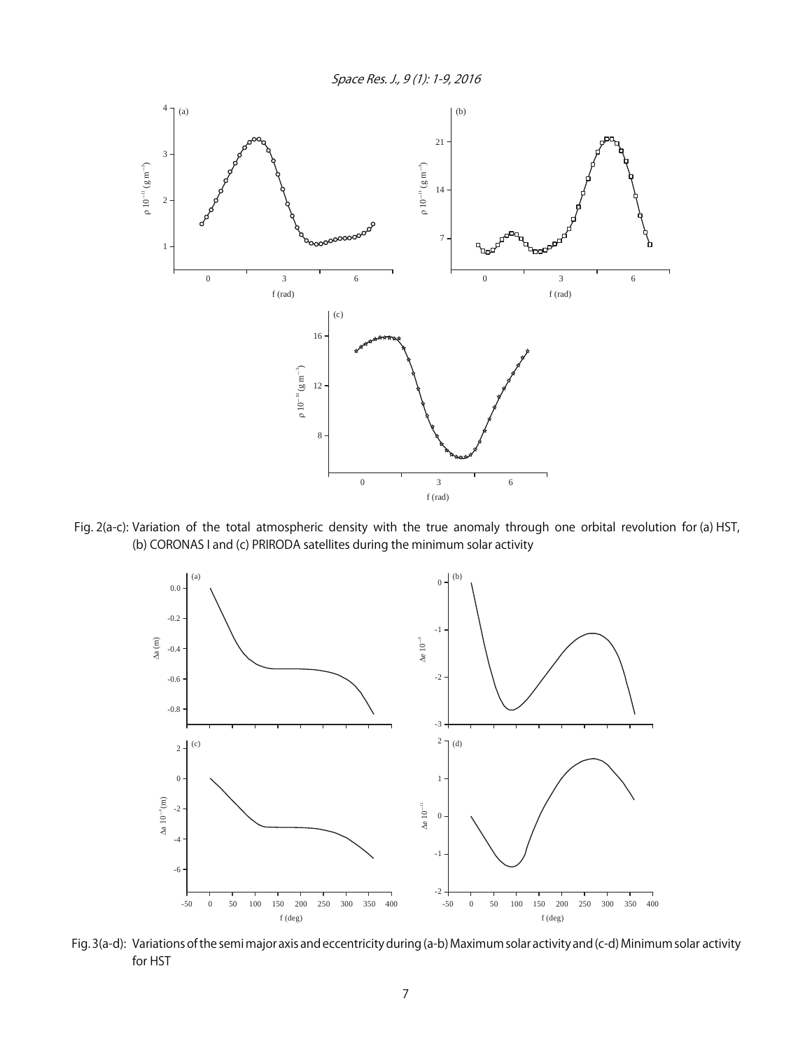Fig. 2(a-c): Variation of the total atmospheric density with the true anomaly through one orbital revolution for (a) HST, (b) CORONAS I and (c) PRIRODA satellites during the minimum solar activity

Fig. 3(a-d): Variations of the semi major axis and eccentricity during (a-b) Maximum solar activity and (c-d) Minimum solar activity for HST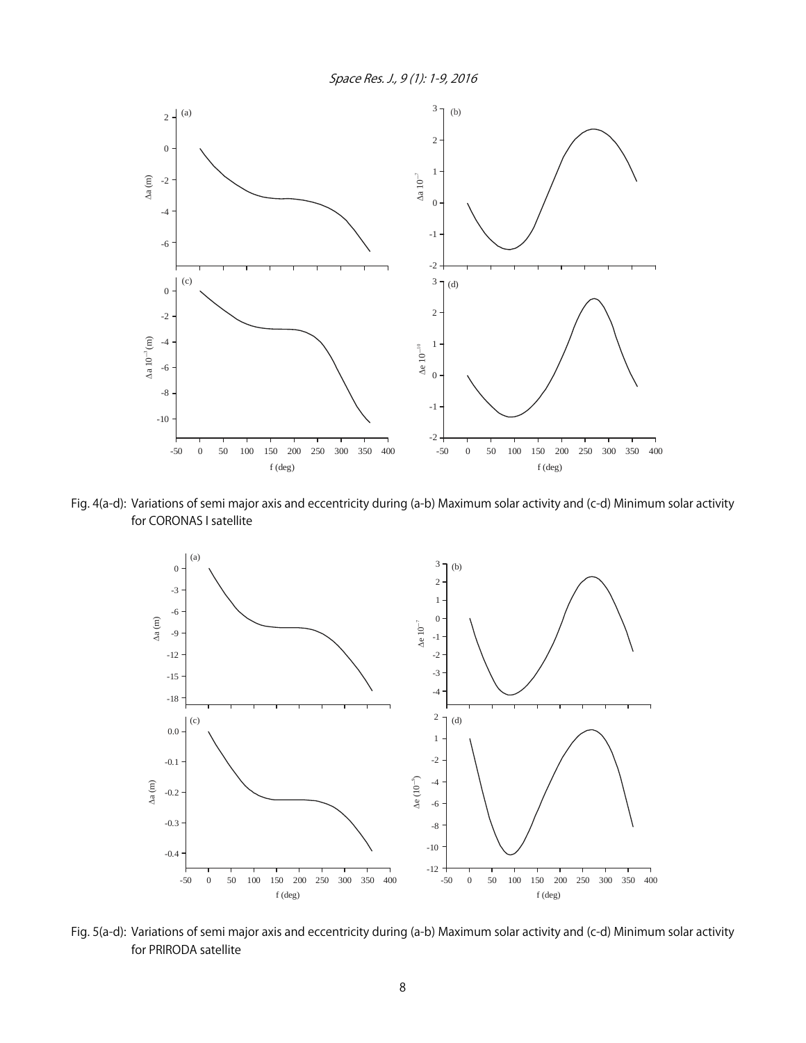Fig. 4(a-d): Variations of semi major axis and eccentricity during (a-b) Maximum solar activity and (c-d) Minimum solar activity for CORONAS I satellite

Fig. 5(a-d): Variations of semi major axis and eccentricity during (a-b) Maximum solar activity and (c-d) Minimum solar activity for PRIRODA satellite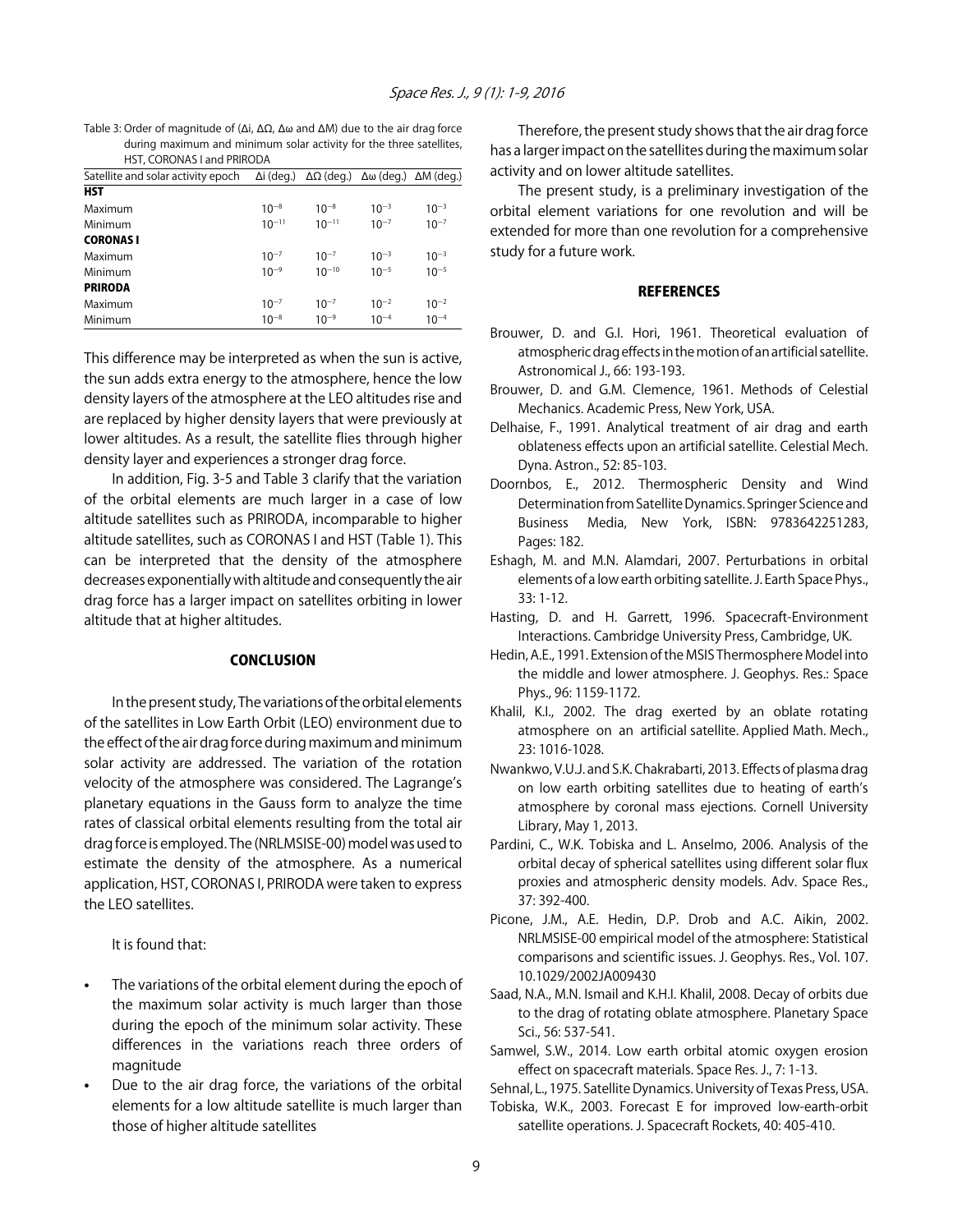Table 3: Order of magnitude of ($\Delta i$, $\Delta\Omega$, $\Delta\omega$ and $\Delta M$) due to the air drag force during maximum and minimum solar activity for the three satellites, HST, CORONAS I and PRIRODA

| Satellite and solar activity epoch | $\Delta i$ (deg.) | $\Delta\Omega$ (deg.) | $\Delta\omega$ (deg.) | $\Delta M$ (deg.) |
|---|---|---|---|---|
| **HST** | | | | |
| Maximum | $10^{-8}$ | $10^{-8}$ | $10^{-3}$ | $10^{-3}$ |
| Minimum | $10^{-11}$ | $10^{-11}$ | $10^{-7}$ | $10^{-7}$ |
| **CORONAS I** | | | | |
| Maximum | $10^{-7}$ | $10^{-7}$ | $10^{-3}$ | $10^{-3}$ |
| Minimum | $10^{-9}$ | $10^{-10}$ | $10^{-5}$ | $10^{-5}$ |
| **PRIRODA** | | | | |
| Maximum | $10^{-7}$ | $10^{-7}$ | $10^{-2}$ | $10^{-2}$ |
| Minimum | $10^{-8}$ | $10^{-9}$ | $10^{-4}$ | $10^{-4}$ |

This difference may be interpreted as when the sun is active, the sun adds extra energy to the atmosphere, hence the low density layers of the atmosphere at the LEO altitudes rise and are replaced by higher density layers that were previously at lower altitudes. As a result, the satellite flies through higher density layer and experiences a stronger drag force.

In addition, Fig. 3-5 and Table 3 clarify that the variation of the orbital elements are much larger in a case of low altitude satellites such as PRIRODA, incomparable to higher altitude satellites, such as CORONAS I and HST (Table 1). This can be interpreted that the density of the atmosphere decreases exponentially with altitude and consequently the air drag force has a larger impact on satellites orbiting in lower altitude that at higher altitudes.

## CONCLUSION

In the present study, The variations of the orbital elements of the satellites in Low Earth Orbit (LEO) environment due to the effect of the air drag force during maximum and minimum solar activity are addressed. The variation of the rotation velocity of the atmosphere was considered. The Lagrange's planetary equations in the Gauss form to analyze the time rates of classical orbital elements resulting from the total air drag force is employed. The (NRLMSISE-00) model was used to estimate the density of the atmosphere. As a numerical application, HST, CORONAS I, PRIRODA were taken to express the LEO satellites.

It is found that:

- The variations of the orbital element during the epoch of the maximum solar activity is much larger than those during the epoch of the minimum solar activity. These differences in the variations reach three orders of magnitude
- Due to the air drag force, the variations of the orbital elements for a low altitude satellite is much larger than those of higher altitude satellites

Therefore, the present study shows that the air drag force has a larger impact on the satellites during the maximum solar activity and on lower altitude satellites.

The present study, is a preliminary investigation of the orbital element variations for one revolution and will be extended for more than one revolution for a comprehensive study for a future work.

## REFERENCES

Brouwer, D. and G.I. Hori, 1961. Theoretical evaluation of atmospheric drag effects in the motion of an artificial satellite. Astronomical J., 66: 193-193.

Brouwer, D. and G.M. Clemence, 1961. Methods of Celestial Mechanics. Academic Press, New York, USA.

Delhaise, F., 1991. Analytical treatment of air drag and earth oblateness effects upon an artificial satellite. Celestial Mech. Dyna. Astron., 52: 85-103.

Doornbos, E., 2012. Thermospheric Density and Wind Determination from Satellite Dynamics. Springer Science and Business Media, New York, ISBN: 9783642251283, Pages: 182.

Eshagh, M. and M.N. Alamdari, 2007. Perturbations in orbital elements of a low earth orbiting satellite. J. Earth Space Phys., 33: 1-12.

Hasting, D. and H. Garrett, 1996. Spacecraft-Environment Interactions. Cambridge University Press, Cambridge, UK.

Hedin, A.E., 1991. Extension of the MSIS Thermosphere Model into the middle and lower atmosphere. J. Geophys. Res.: Space Phys., 96: 1159-1172.

Khalil, K.I., 2002. The drag exerted by an oblate rotating atmosphere on an artificial satellite. Applied Math. Mech., 23: 1016-1028.

Nwankwo, V.U.J. and S.K. Chakrabarti, 2013. Effects of plasma drag on low earth orbiting satellites due to heating of earth's atmosphere by coronal mass ejections. Cornell University Library, May 1, 2013.

Pardini, C., W.K. Tobiska and L. Anselmo, 2006. Analysis of the orbital decay of spherical satellites using different solar flux proxies and atmospheric density models. Adv. Space Res., 37: 392-400.

Picone, J.M., A.E. Hedin, D.P. Drob and A.C. Aikin, 2002. NRLMSISE-00 empirical model of the atmosphere: Statistical comparisons and scientific issues. J. Geophys. Res., Vol. 107. 10.1029/2002JA009430

Saad, N.A., M.N. Ismail and K.H.I. Khalil, 2008. Decay of orbits due to the drag of rotating oblate atmosphere. Planetary Space Sci., 56: 537-541.

Samwel, S.W., 2014. Low earth orbital atomic oxygen erosion effect on spacecraft materials. Space Res. J., 7: 1-13.

Sehnal, L., 1975. Satellite Dynamics. University of Texas Press, USA.

Tobiska, W.K., 2003. Forecast E for improved low-earth-orbit satellite operations. J. Spacecraft Rockets, 40: 405-410.